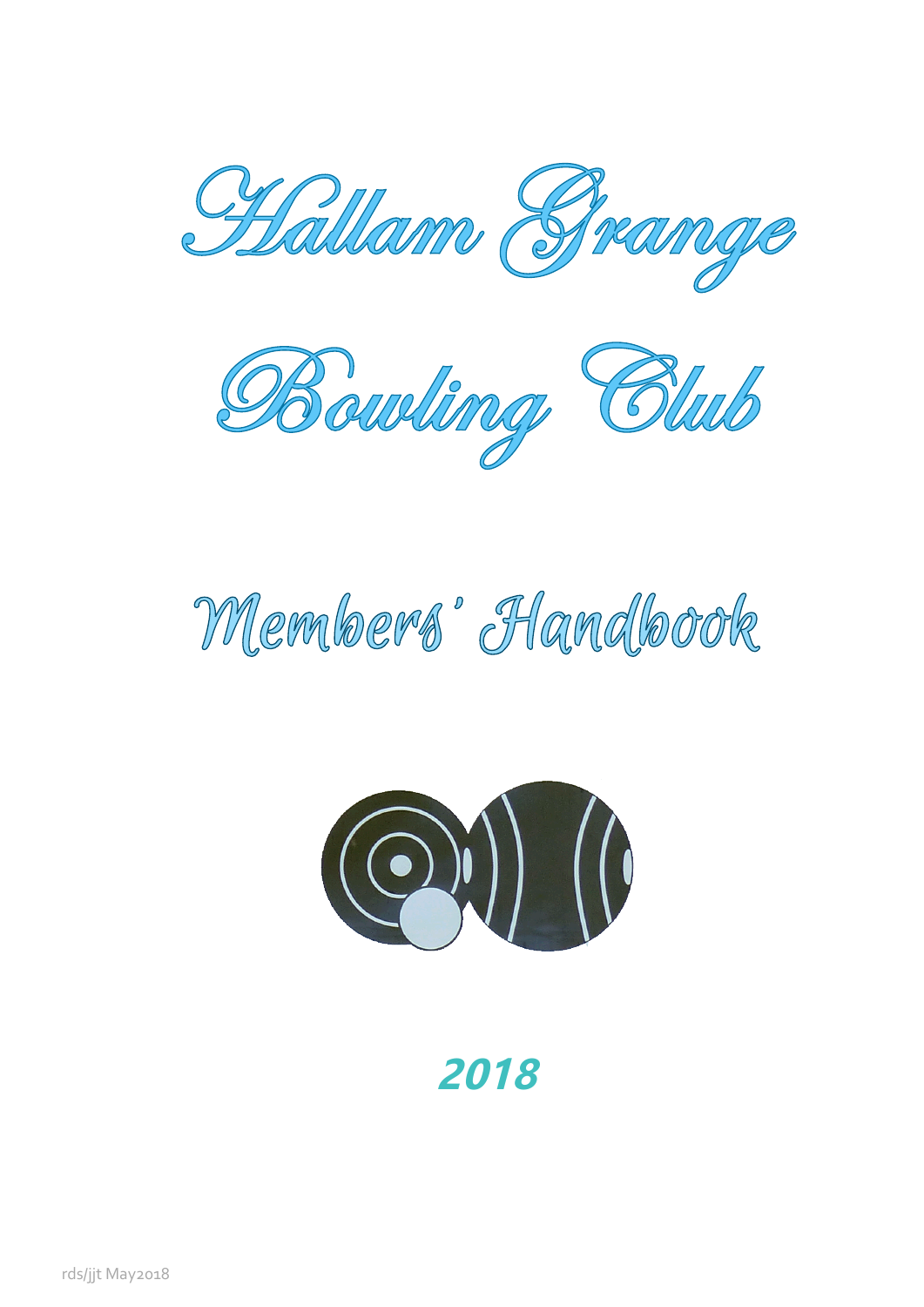# Hallam Grange Bowling Club

## Members' Handbook

**2018**

rds/jjt May2018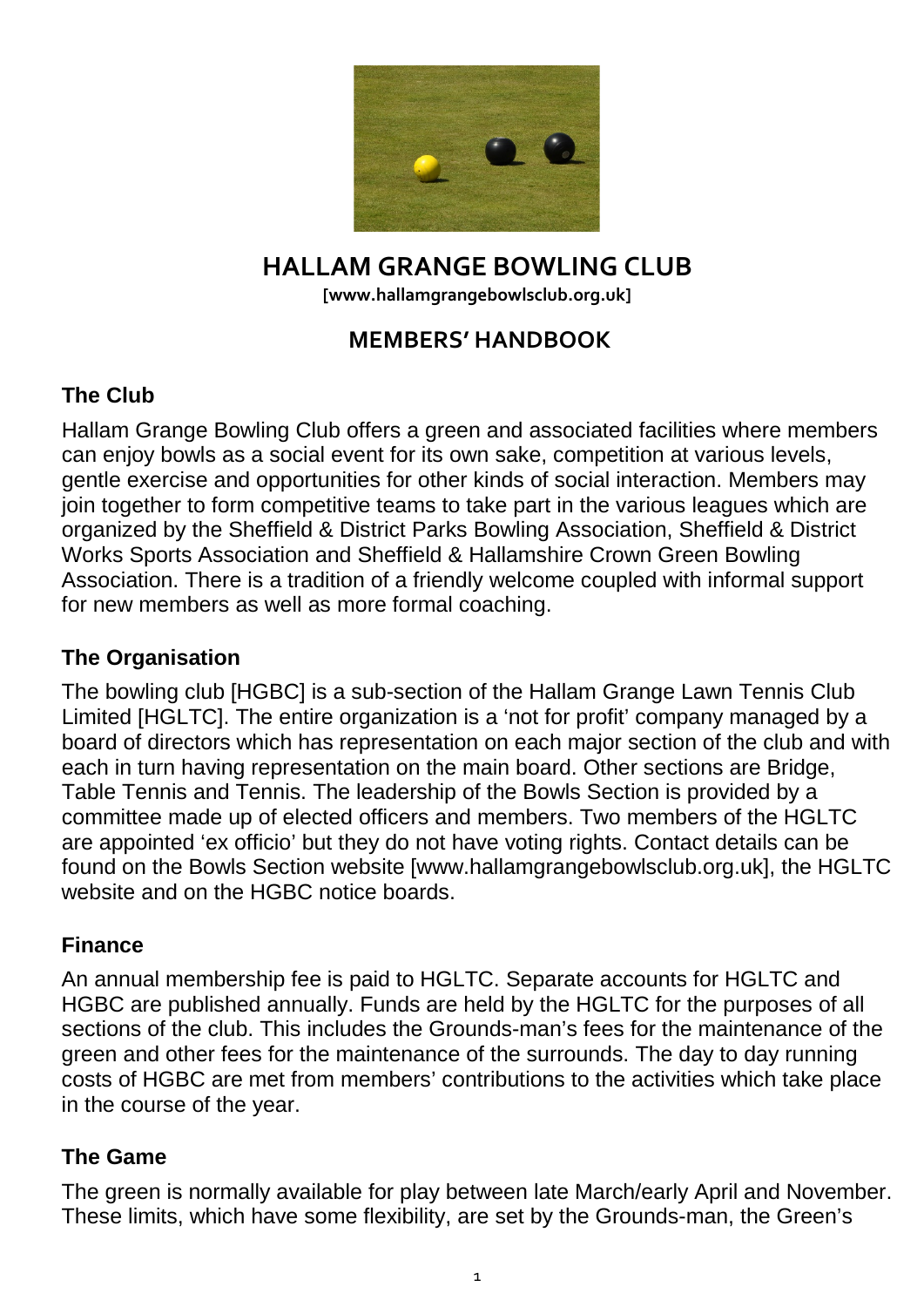# HALLAM GRANGE BOWLING CLUB

**[www.hallamgrangebowlsclub.org.uk]**

## MEMBERS' HANDBOOK

### The Club

Hallam Grange Bowling Club offers a green and associated facilities where members can enjoy bowls as a social event for its own sake, competition at various levels, gentle exercise and opportunities for other kinds of social interaction. Members may join together to form competitive teams to take part in the various leagues which are organized by the Sheffield & District Parks Bowling Association, Sheffield & District Works Sports Association and Sheffield & Hallamshire Crown Green Bowling Association. There is a tradition of a friendly welcome coupled with informal support for new members as well as more formal coaching.

### The Organisation

The bowling club [HGBC] is a sub-section of the Hallam Grange Lawn Tennis Club Limited [HGLTC]. The entire organization is a 'not for profit' company managed by a board of directors which has representation on each major section of the club and with each in turn having representation on the main board. Other sections are Bridge, Table Tennis and Tennis. The leadership of the Bowls Section is provided by a committee made up of elected officers and members. Two members of the HGLTC are appointed 'ex officio' but they do not have voting rights. Contact details can be found on the Bowls Section website [www.hallamgrangebowlsclub.org.uk], the HGLTC website and on the HGBC notice boards.

### Finance

An annual membership fee is paid to HGLTC. Separate accounts for HGLTC and HGBC are published annually. Funds are held by the HGLTC for the purposes of all sections of the club. This includes the Grounds-man's fees for the maintenance of the green and other fees for the maintenance of the surrounds. The day to day running costs of HGBC are met from members' contributions to the activities which take place in the course of the year.

### The Game

The green is normally available for play between late March/early April and November. These limits, which have some flexibility, are set by the Grounds-man, the Green's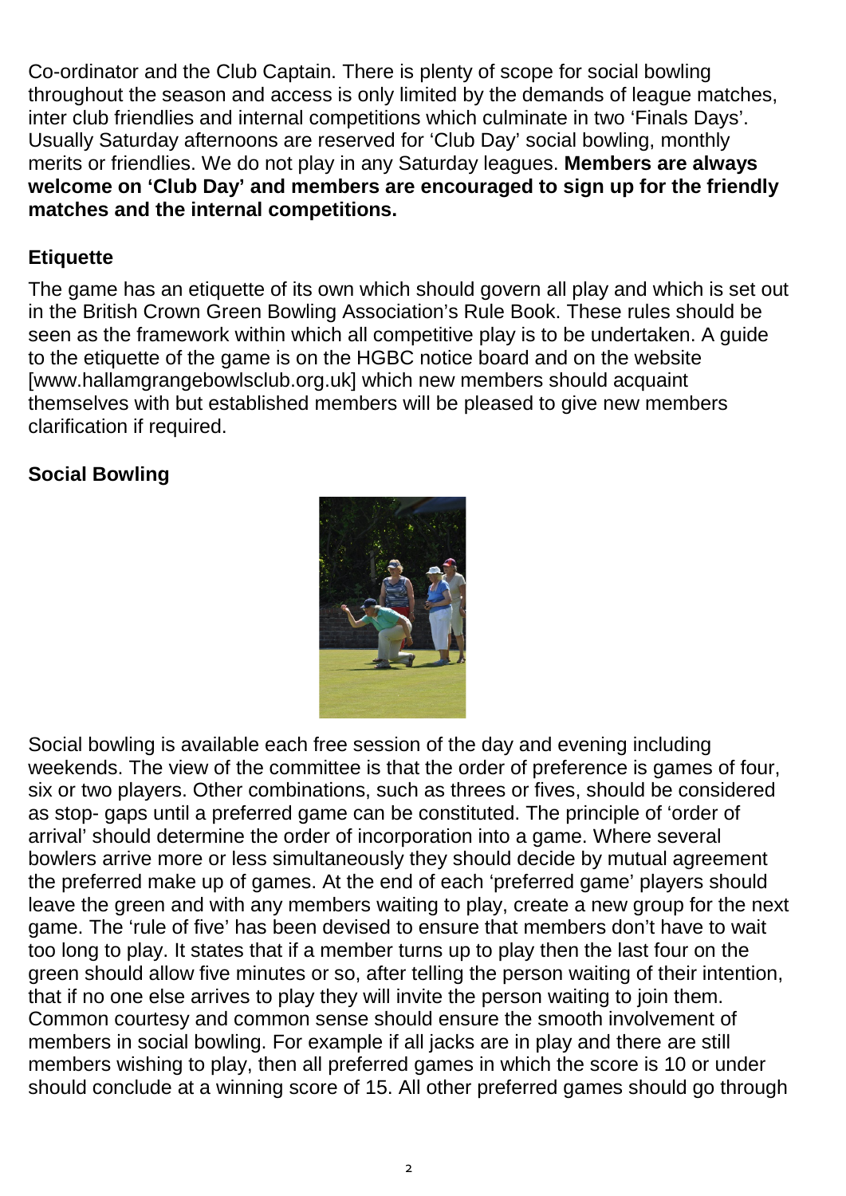Co-ordinator and the Club Captain. There is plenty of scope for social bowling throughout the season and access is only limited by the demands of league matches, inter club friendlies and internal competitions which culminate in two 'Finals Days'. Usually Saturday afternoons are reserved for 'Club Day' social bowling, monthly merits or friendlies. We do not play in any Saturday leagues. **Members are always welcome on 'Club Day' and members are encouraged to sign up for the friendly matches and the internal competitions.**

## Etiquette

The game has an etiquette of its own which should govern all play and which is set out in the British Crown Green Bowling Association's Rule Book. These rules should be seen as the framework within which all competitive play is to be undertaken. A guide to the etiquette of the game is on the HGBC notice board and on the website [www.hallamgrangebowlsclub.org.uk] which new members should acquaint themselves with but established members will be pleased to give new members clarification if required.

## Social Bowling

Social bowling is available each free session of the day and evening including weekends. The view of the committee is that the order of preference is games of four, six or two players. Other combinations, such as threes or fives, should be considered as stop- gaps until a preferred game can be constituted. The principle of 'order of arrival' should determine the order of incorporation into a game. Where several bowlers arrive more or less simultaneously they should decide by mutual agreement the preferred make up of games. At the end of each 'preferred game' players should leave the green and with any members waiting to play, create a new group for the next game. The 'rule of five' has been devised to ensure that members don't have to wait too long to play. It states that if a member turns up to play then the last four on the green should allow five minutes or so, after telling the person waiting of their intention, that if no one else arrives to play they will invite the person waiting to join them. Common courtesy and common sense should ensure the smooth involvement of members in social bowling. For example if all jacks are in play and there are still members wishing to play, then all preferred games in which the score is 10 or under should conclude at a winning score of 15. All other preferred games should go through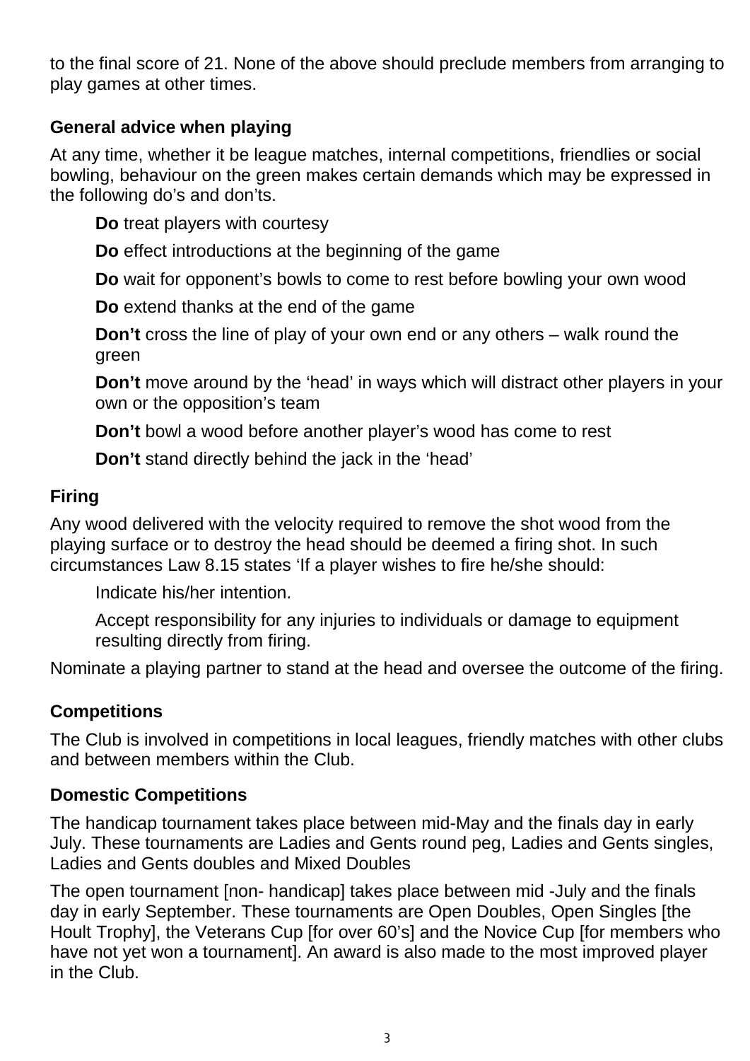to the final score of 21. None of the above should preclude members from arranging to play games at other times.

### General advice when playing

At any time, whether it be league matches, internal competitions, friendlies or social bowling, behaviour on the green makes certain demands which may be expressed in the following do's and don'ts.

**Do** treat players with courtesy

**Do** effect introductions at the beginning of the game

**Do** wait for opponent's bowls to come to rest before bowling your own wood

**Do** extend thanks at the end of the game

**Don't** cross the line of play of your own end or any others – walk round the green

**Don't** move around by the 'head' in ways which will distract other players in your own or the opposition's team

**Don't** bowl a wood before another player's wood has come to rest

**Don't** stand directly behind the jack in the 'head'

### Firing

Any wood delivered with the velocity required to remove the shot wood from the playing surface or to destroy the head should be deemed a firing shot. In such circumstances Law 8.15 states 'If a player wishes to fire he/she should:

Indicate his/her intention.

Accept responsibility for any injuries to individuals or damage to equipment resulting directly from firing.

Nominate a playing partner to stand at the head and oversee the outcome of the firing.

### Competitions

The Club is involved in competitions in local leagues, friendly matches with other clubs and between members within the Club.

### Domestic Competitions

The handicap tournament takes place between mid-May and the finals day in early July. These tournaments are Ladies and Gents round peg, Ladies and Gents singles, Ladies and Gents doubles and Mixed Doubles

The open tournament [non- handicap] takes place between mid -July and the finals day in early September. These tournaments are Open Doubles, Open Singles [the Hoult Trophy], the Veterans Cup [for over 60's] and the Novice Cup [for members who have not yet won a tournament]. An award is also made to the most improved player in the Club.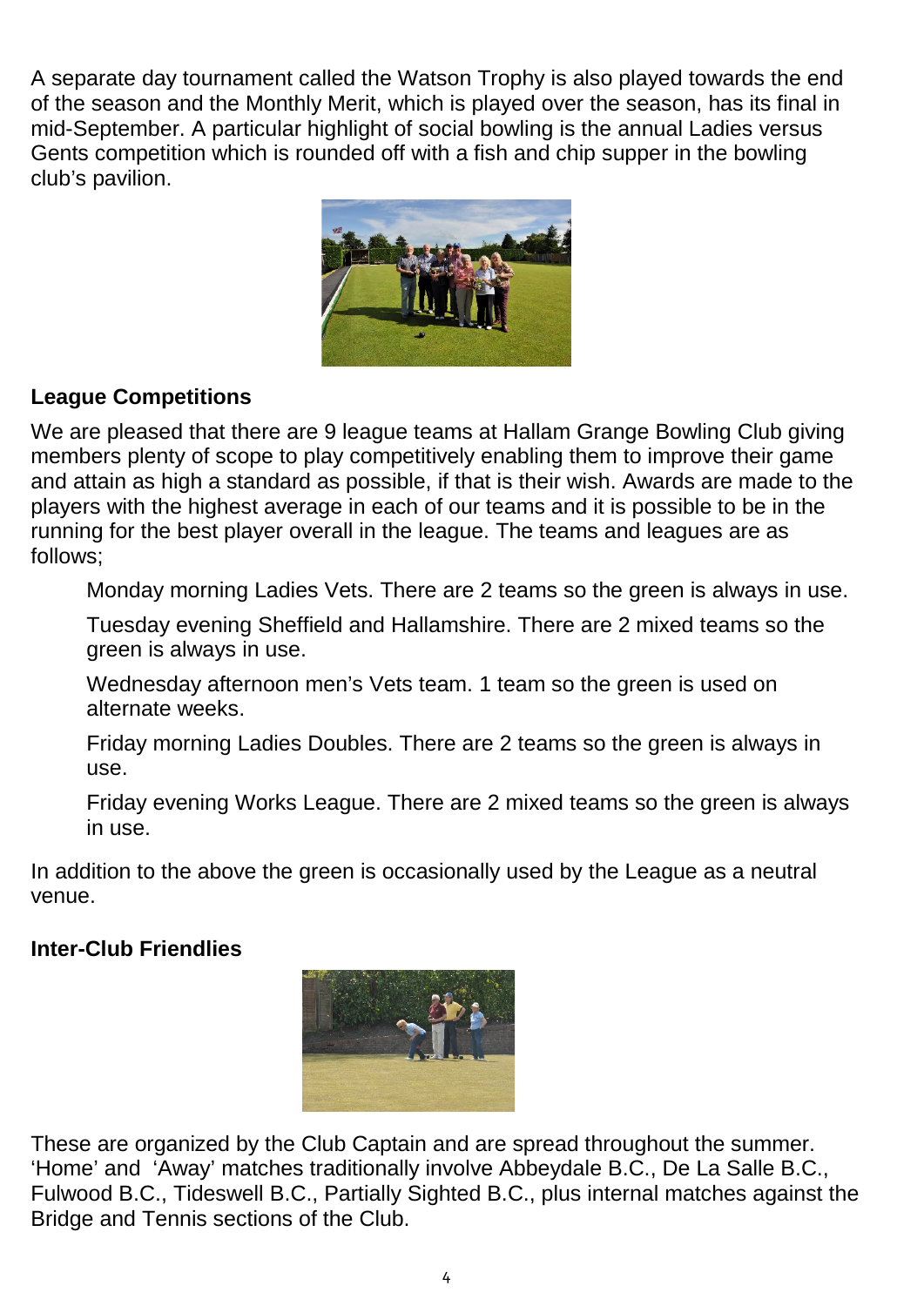A separate day tournament called the Watson Trophy is also played towards the end of the season and the Monthly Merit, which is played over the season, has its final in mid-September. A particular highlight of social bowling is the annual Ladies versus Gents competition which is rounded off with a fish and chip supper in the bowling club's pavilion.

**League Competitions**

We are pleased that there are 9 league teams at Hallam Grange Bowling Club giving members plenty of scope to play competitively enabling them to improve their game and attain as high a standard as possible, if that is their wish. Awards are made to the players with the highest average in each of our teams and it is possible to be in the running for the best player overall in the league. The teams and leagues are as follows;

Monday morning Ladies Vets. There are 2 teams so the green is always in use.

Tuesday evening Sheffield and Hallamshire. There are 2 mixed teams so the green is always in use.

Wednesday afternoon men's Vets team. 1 team so the green is used on alternate weeks.

Friday morning Ladies Doubles. There are 2 teams so the green is always in use.

Friday evening Works League. There are 2 mixed teams so the green is always in use.

In addition to the above the green is occasionally used by the League as a neutral venue.

**Inter-Club Friendlies**

These are organized by the Club Captain and are spread throughout the summer. 'Home' and 'Away' matches traditionally involve Abbeydale B.C., De La Salle B.C., Fulwood B.C., Tideswell B.C., Partially Sighted B.C., plus internal matches against the Bridge and Tennis sections of the Club.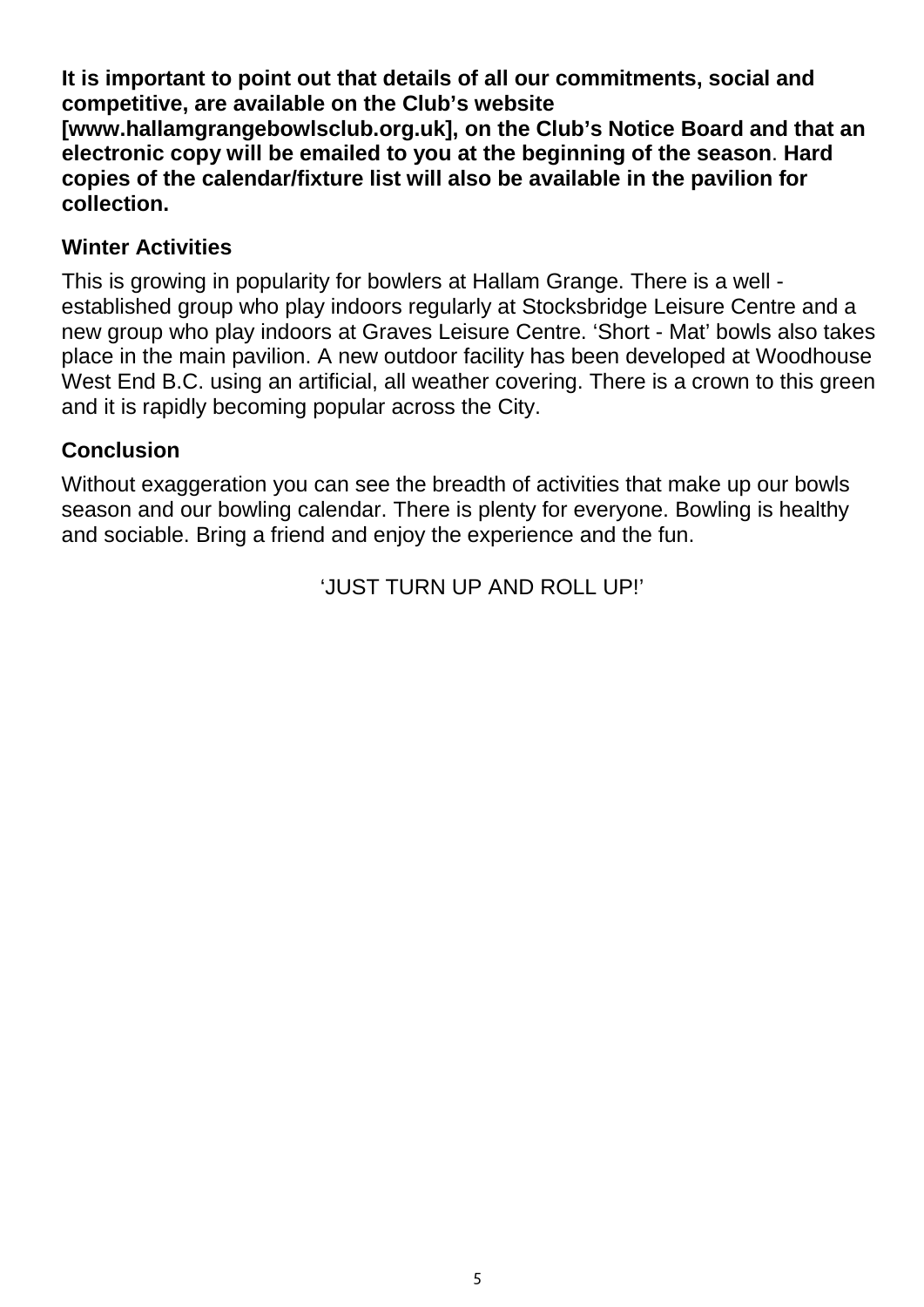**It is important to point out that details of all our commitments, social and competitive, are available on the Club's website [www.hallamgrangebowlsclub.org.uk], on the Club's Notice Board and that an electronic copy will be emailed to you at the beginning of the season. Hard copies of the calendar/fixture list will also be available in the pavilion for collection.**

### Winter Activities

This is growing in popularity for bowlers at Hallam Grange. There is a well - established group who play indoors regularly at Stocksbridge Leisure Centre and a new group who play indoors at Graves Leisure Centre. 'Short - Mat' bowls also takes place in the main pavilion. A new outdoor facility has been developed at Woodhouse West End B.C. using an artificial, all weather covering. There is a crown to this green and it is rapidly becoming popular across the City.

### Conclusion

Without exaggeration you can see the breadth of activities that make up our bowls season and our bowling calendar. There is plenty for everyone. Bowling is healthy and sociable. Bring a friend and enjoy the experience and the fun.

'JUST TURN UP AND ROLL UP!'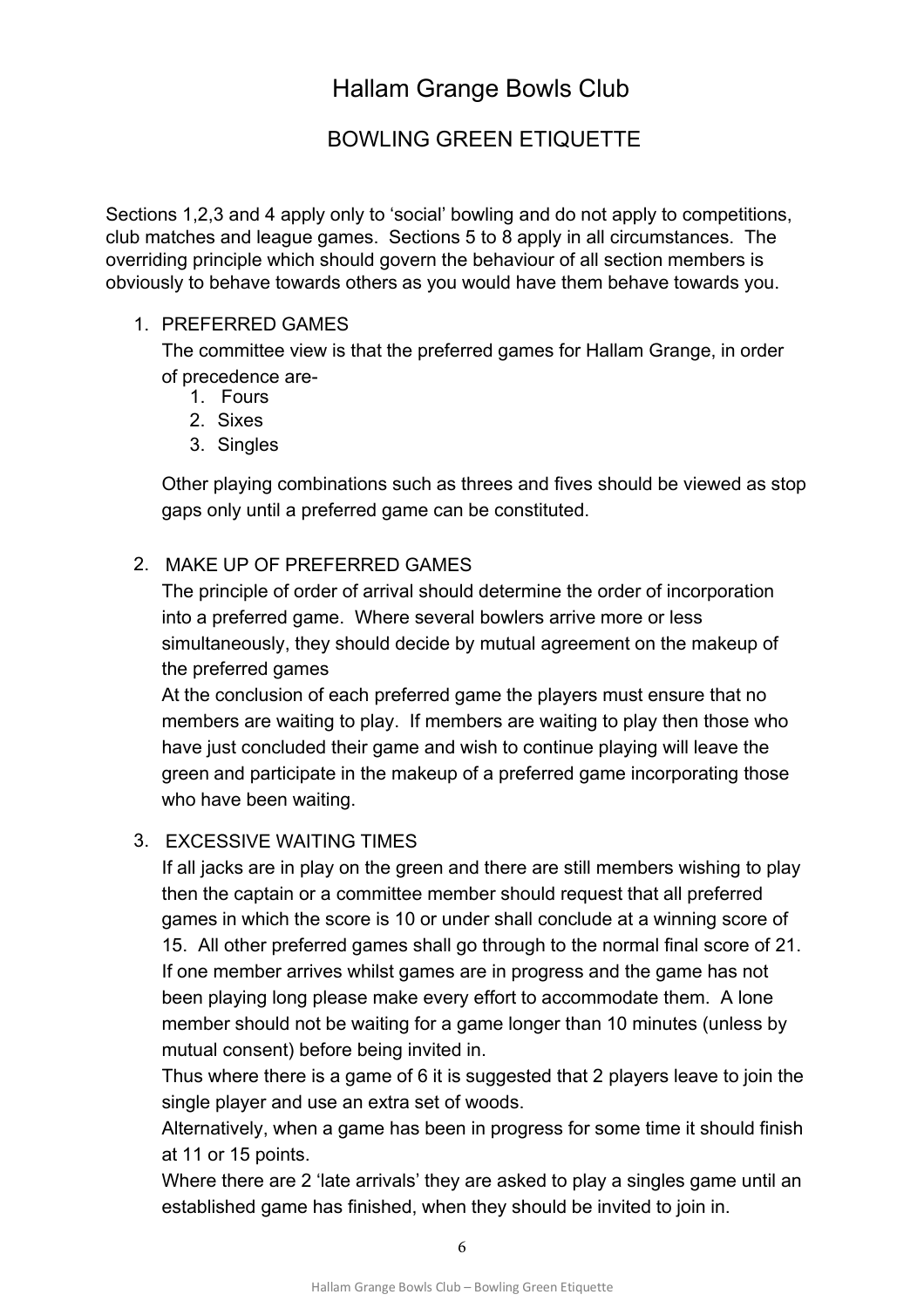# Hallam Grange Bowls Club

## BOWLING GREEN ETIQUETTE

Sections 1,2,3 and 4 apply only to 'social' bowling and do not apply to competitions, club matches and league games. Sections 5 to 8 apply in all circumstances. The overriding principle which should govern the behaviour of all section members is obviously to behave towards others as you would have them behave towards you.

1. PREFERRED GAMES

   The committee view is that the preferred games for Hallam Grange, in order of precedence are-

   1. Fours
   2. Sixes
   3. Singles

   Other playing combinations such as threes and fives should be viewed as stop gaps only until a preferred game can be constituted.

2. MAKE UP OF PREFERRED GAMES

   The principle of order of arrival should determine the order of incorporation into a preferred game. Where several bowlers arrive more or less simultaneously, they should decide by mutual agreement on the makeup of the preferred games

   At the conclusion of each preferred game the players must ensure that no members are waiting to play. If members are waiting to play then those who have just concluded their game and wish to continue playing will leave the green and participate in the makeup of a preferred game incorporating those who have been waiting.

3. EXCESSIVE WAITING TIMES

   If all jacks are in play on the green and there are still members wishing to play then the captain or a committee member should request that all preferred games in which the score is 10 or under shall conclude at a winning score of 15. All other preferred games shall go through to the normal final score of 21.

   If one member arrives whilst games are in progress and the game has not been playing long please make every effort to accommodate them. A lone member should not be waiting for a game longer than 10 minutes (unless by mutual consent) before being invited in.

   Thus where there is a game of 6 it is suggested that 2 players leave to join the single player and use an extra set of woods.

   Alternatively, when a game has been in progress for some time it should finish at 11 or 15 points.

   Where there are 2 'late arrivals' they are asked to play a singles game until an established game has finished, when they should be invited to join in.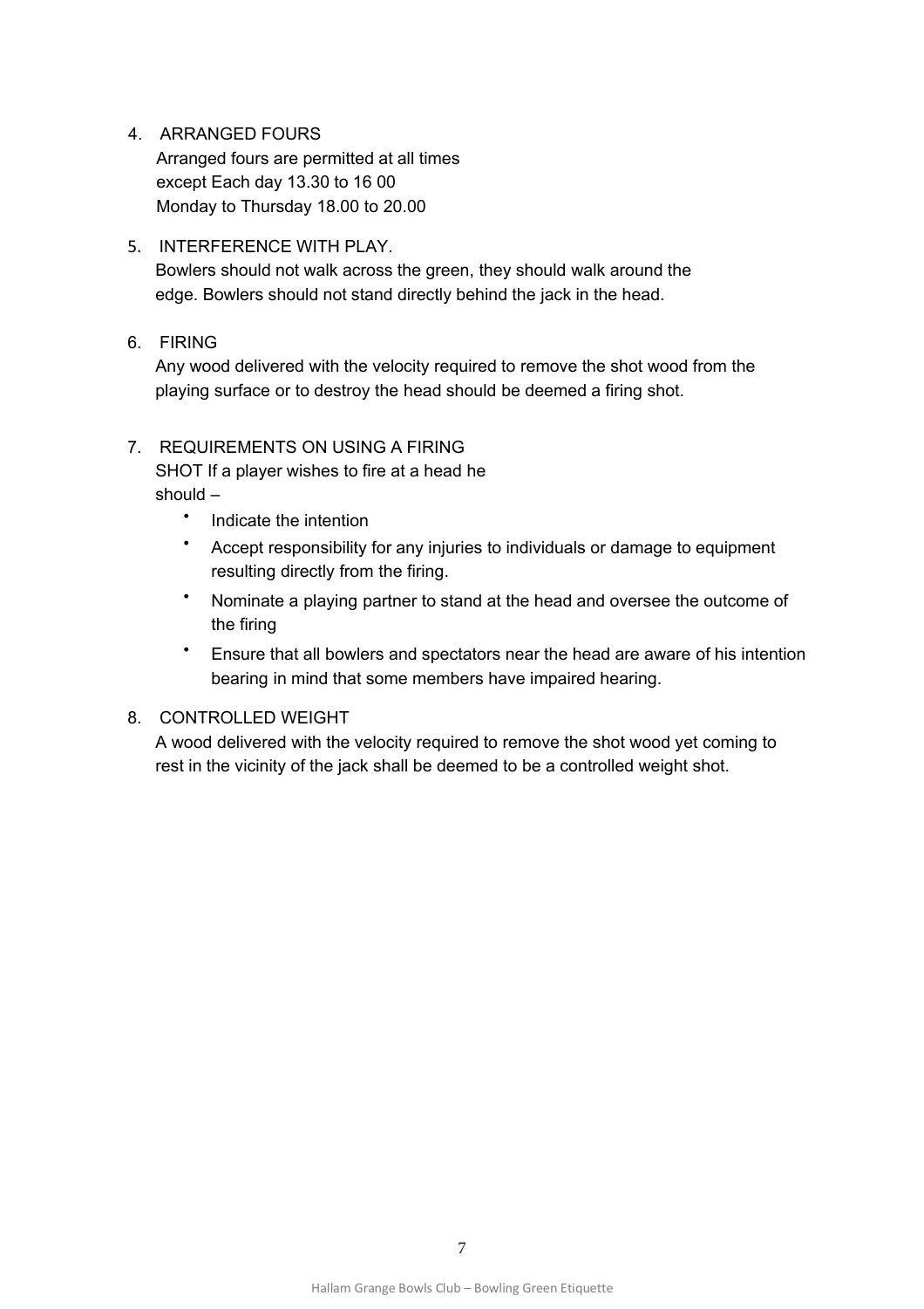4. ARRANGED FOURS

   Arranged fours are permitted at all times
   except Each day 13.30 to 16 00
   Monday to Thursday 18.00 to 20.00

5. INTERFERENCE WITH PLAY.

   Bowlers should not walk across the green, they should walk around the edge. Bowlers should not stand directly behind the jack in the head.

6. FIRING

   Any wood delivered with the velocity required to remove the shot wood from the playing surface or to destroy the head should be deemed a firing shot.

7. REQUIREMENTS ON USING A FIRING SHOT If a player wishes to fire at a head he should –

   - Indicate the intention
   - Accept responsibility for any injuries to individuals or damage to equipment resulting directly from the firing.
   - Nominate a playing partner to stand at the head and oversee the outcome of the firing
   - Ensure that all bowlers and spectators near the head are aware of his intention bearing in mind that some members have impaired hearing.

8. CONTROLLED WEIGHT

   A wood delivered with the velocity required to remove the shot wood yet coming to rest in the vicinity of the jack shall be deemed to be a controlled weight shot.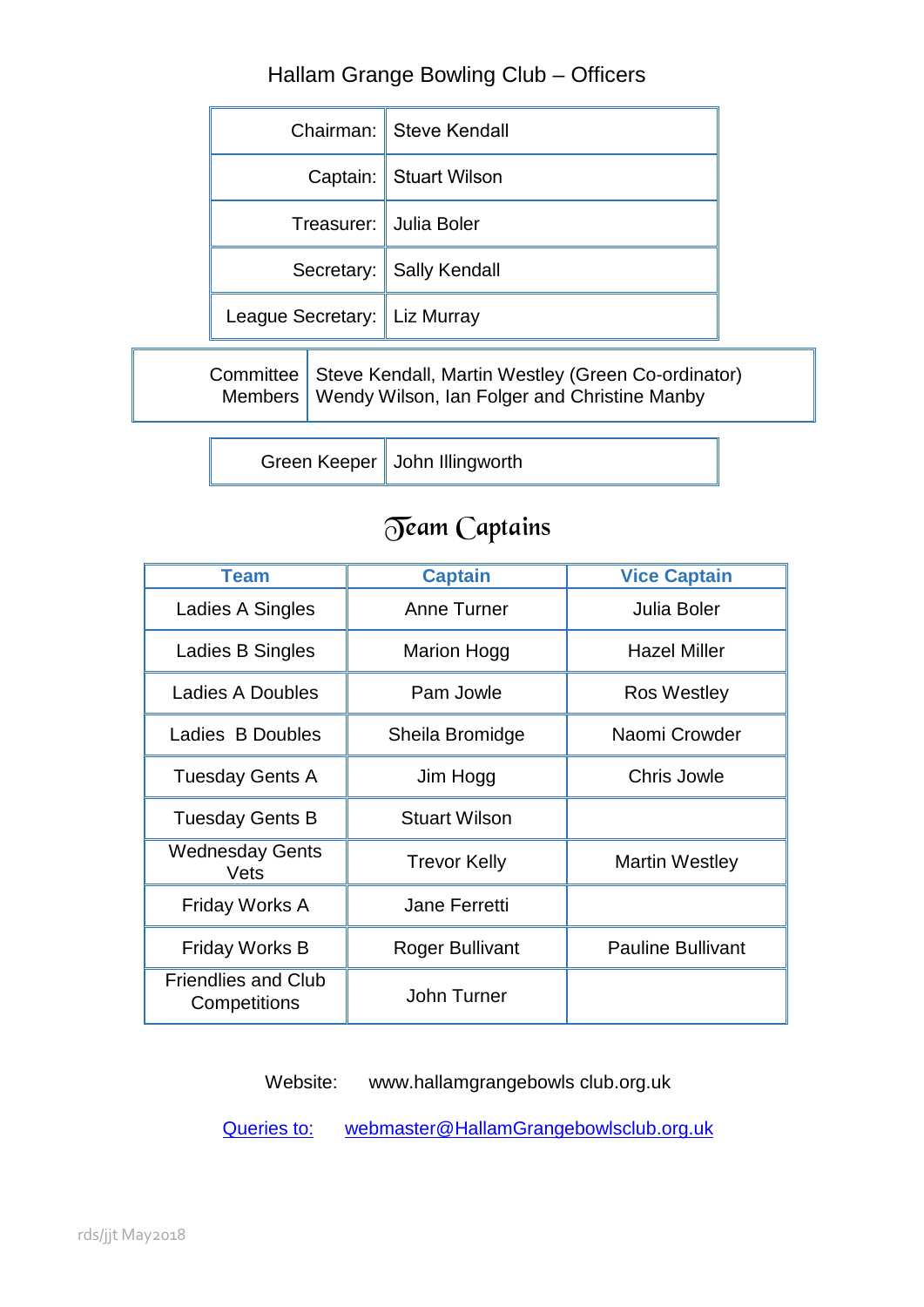# Hallam Grange Bowling Club – Officers

| | |
|---|---|
| Chairman: | Steve Kendall |
| Captain: | Stuart Wilson |
| Treasurer: | Julia Boler |
| Secretary: | Sally Kendall |
| League Secretary: | Liz Murray |

| | |
|---|---|
| Committee Members | Steve Kendall, Martin Westley (Green Co-ordinator) Wendy Wilson, Ian Folger and Christine Manby |

| | |
|---|---|
| Green Keeper | John Illingworth |

## Team Captains

| Team | Captain | Vice Captain |
|---|---|---|
| Ladies A Singles | Anne Turner | Julia Boler |
| Ladies B Singles | Marion Hogg | Hazel Miller |
| Ladies A Doubles | Pam Jowle | Ros Westley |
| Ladies B Doubles | Sheila Bromidge | Naomi Crowder |
| Tuesday Gents A | Jim Hogg | Chris Jowle |
| Tuesday Gents B | Stuart Wilson | |
| Wednesday Gents Vets | Trevor Kelly | Martin Westley |
| Friday Works A | Jane Ferretti | |
| Friday Works B | Roger Bullivant | Pauline Bullivant |
| Friendlies and Club Competitions | John Turner | |

Website: www.hallamgrangebowls club.org.uk

Queries to: webmaster@HallamGrangebowlsclub.org.uk

rds/jjt May2018